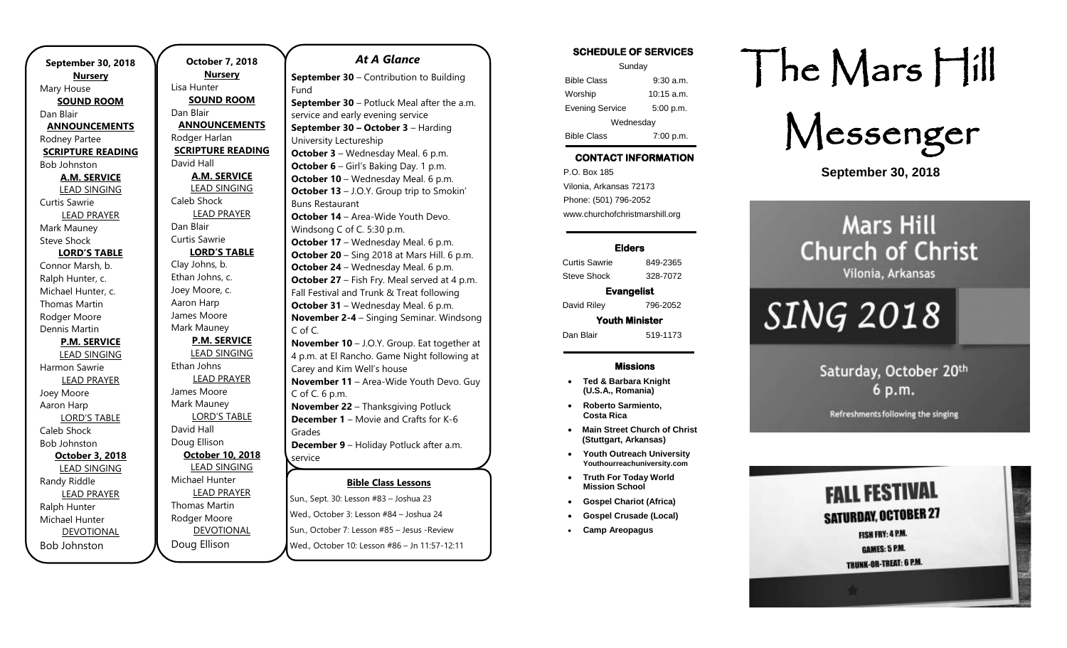**September 30, 2018**

**Nursery**
Mary House

**SOUND ROOM**
Dan Blair

**ANNOUNCEMENTS**
Rodney Partee

**SCRIPTURE READING**
Bob Johnston

**A.M. SERVICE**

LEAD SINGING
Curtis Sawrie

LEAD PRAYER
Mark Mauney
Steve Shock

**LORD'S TABLE**
Connor Marsh, b.
Ralph Hunter, c.
Michael Hunter, c.
Thomas Martin
Rodger Moore
Dennis Martin

**P.M. SERVICE**

LEAD SINGING
Harmon Sawrie

LEAD PRAYER
Joey Moore
Aaron Harp

LORD'S TABLE
Caleb Shock
Bob Johnston

**October 3, 2018**

LEAD SINGING
Randy Riddle

LEAD PRAYER
Ralph Hunter
Michael Hunter

DEVOTIONAL
Bob Johnston

**October 7, 2018**

**Nursery**
Lisa Hunter

**SOUND ROOM**
Dan Blair

**ANNOUNCEMENTS**
Rodger Harlan

**SCRIPTURE READING**
David Hall

**A.M. SERVICE**

LEAD SINGING
Caleb Shock

LEAD PRAYER
Dan Blair
Curtis Sawrie

**LORD'S TABLE**
Clay Johns, b.
Ethan Johns, c.
Joey Moore, c.
Aaron Harp
James Moore
Mark Mauney

**P.M. SERVICE**

LEAD SINGING
Ethan Johns

LEAD PRAYER
James Moore
Mark Mauney

LORD'S TABLE
David Hall
Doug Ellison

**October 10, 2018**

LEAD SINGING
Michael Hunter

LEAD PRAYER
Thomas Martin
Rodger Moore

DEVOTIONAL
Doug Ellison

## *At A Glance*

**September 30** – Contribution to Building Fund
**September 30** – Potluck Meal after the a.m. service and early evening service
**September 30 – October 3** – Harding University Lectureship
**October 3** – Wednesday Meal. 6 p.m.
**October 6** – Girl's Baking Day. 1 p.m.
**October 10** – Wednesday Meal. 6 p.m.
**October 13** – J.O.Y. Group trip to Smokin' Buns Restaurant
**October 14** – Area-Wide Youth Devo. Windsong C of C. 5:30 p.m.
**October 17** – Wednesday Meal. 6 p.m.
**October 20** – Sing 2018 at Mars Hill. 6 p.m.
**October 24** – Wednesday Meal. 6 p.m.
**October 27** – Fish Fry. Meal served at 4 p.m. Fall Festival and Trunk & Treat following
**October 31** – Wednesday Meal. 6 p.m.
**November 2-4** – Singing Seminar. Windsong C of C.
**November 10** – J.O.Y. Group. Eat together at 4 p.m. at El Rancho. Game Night following at Carey and Kim Well's house
**November 11** – Area-Wide Youth Devo. Guy C of C. 6 p.m.
**November 22** – Thanksgiving Potluck
**December 1** – Movie and Crafts for K-6 Grades
**December 9** – Holiday Potluck after a.m. service

**Bible Class Lessons**

Sun., Sept. 30: Lesson #83 – Joshua 23
Wed., October 3: Lesson #84 – Joshua 24
Sun., October 7: Lesson #85 – Jesus -Review
Wed., October 10: Lesson #86 – Jn 11:57-12:11

**SCHEDULE OF SERVICES**

| Sunday | |
|---|---|
| Bible Class | 9:30 a.m. |
| Worship | 10:15 a.m. |
| Evening Service | 5:00 p.m. |
| Wednesday | |
| Bible Class | 7:00 p.m. |

**CONTACT INFORMATION**

P.O. Box 185
Vilonia, Arkansas 72173
Phone: (501) 796-2052
www.churchofchristmarshill.org

**Elders**
Curtis Sawrie 849-2365
Steve Shock 328-7072

**Evangelist**
David Riley 796-2052

**Youth Minister**
Dan Blair 519-1173

**Missions**

- **Ted & Barbara Knight (U.S.A., Romania)**
- **Roberto Sarmiento, Costa Rica**
- **Main Street Church of Christ (Stuttgart, Arkansas)**
- **Youth Outreach University** Youthourreachuniversity.com
- **Truth For Today World Mission School**
- **Gospel Chariot (Africa)**
- **Gospel Crusade (Local)**
- **Camp Areopagus**

# The Mars Hill Messenger

**September 30, 2018**

Mars Hill Church of Christ
Vilonia, Arkansas

SING 2018

Saturday, October 20th
6 p.m.

Refreshments following the singing

FALL FESTIVAL
SATURDAY, OCTOBER 27
FISH FRY: 4 P.M.
GAMES: 5 P.M.
TRUNK-OR-TREAT: 6 P.M.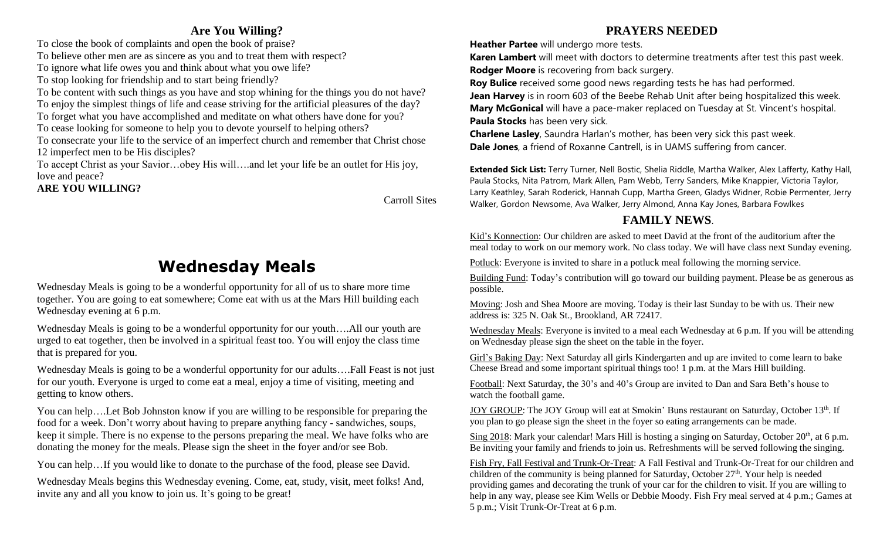## Are You Willing?

To close the book of complaints and open the book of praise?
To believe other men are as sincere as you and to treat them with respect?
To ignore what life owes you and think about what you owe life?
To stop looking for friendship and to start being friendly?
To be content with such things as you have and stop whining for the things you do not have?
To enjoy the simplest things of life and cease striving for the artificial pleasures of the day?
To forget what you have accomplished and meditate on what others have done for you?
To cease looking for someone to help you to devote yourself to helping others?
To consecrate your life to the service of an imperfect church and remember that Christ chose 12 imperfect men to be His disciples?
To accept Christ as your Savior…obey His will….and let your life be an outlet for His joy, love and peace?
**ARE YOU WILLING?**

Carroll Sites

# Wednesday Meals

Wednesday Meals is going to be a wonderful opportunity for all of us to share more time together. You are going to eat somewhere; Come eat with us at the Mars Hill building each Wednesday evening at 6 p.m.

Wednesday Meals is going to be a wonderful opportunity for our youth….All our youth are urged to eat together, then be involved in a spiritual feast too. You will enjoy the class time that is prepared for you.

Wednesday Meals is going to be a wonderful opportunity for our adults….Fall Feast is not just for our youth. Everyone is urged to come eat a meal, enjoy a time of visiting, meeting and getting to know others.

You can help….Let Bob Johnston know if you are willing to be responsible for preparing the food for a week. Don't worry about having to prepare anything fancy - sandwiches, soups, keep it simple. There is no expense to the persons preparing the meal. We have folks who are donating the money for the meals. Please sign the sheet in the foyer and/or see Bob.

You can help…If you would like to donate to the purchase of the food, please see David.

Wednesday Meals begins this Wednesday evening. Come, eat, study, visit, meet folks! And, invite any and all you know to join us. It's going to be great!

## PRAYERS NEEDED

**Heather Partee** will undergo more tests.
**Karen Lambert** will meet with doctors to determine treatments after test this past week.
**Rodger Moore** is recovering from back surgery.
**Roy Bulice** received some good news regarding tests he has had performed.
**Jean Harvey** is in room 603 of the Beebe Rehab Unit after being hospitalized this week.
**Mary McGonical** will have a pace-maker replaced on Tuesday at St. Vincent's hospital.
**Paula Stocks** has been very sick.
**Charlene Lasley**, Saundra Harlan's mother, has been very sick this past week.
**Dale Jones**, a friend of Roxanne Cantrell, is in UAMS suffering from cancer.

**Extended Sick List:** Terry Turner, Nell Bostic, Shelia Riddle, Martha Walker, Alex Lafferty, Kathy Hall, Paula Stocks, Nita Patrom, Mark Allen, Pam Webb, Terry Sanders, Mike Knappier, Victoria Taylor, Larry Keathley, Sarah Roderick, Hannah Cupp, Martha Green, Gladys Widner, Robie Permenter, Jerry Walker, Gordon Newsome, Ava Walker, Jerry Almond, Anna Kay Jones, Barbara Fowlkes

## FAMILY NEWS.

Kid's Konnection: Our children are asked to meet David at the front of the auditorium after the meal today to work on our memory work. No class today. We will have class next Sunday evening.

Potluck: Everyone is invited to share in a potluck meal following the morning service.

Building Fund: Today's contribution will go toward our building payment. Please be as generous as possible.

Moving: Josh and Shea Moore are moving. Today is their last Sunday to be with us. Their new address is: 325 N. Oak St., Brookland, AR 72417.

Wednesday Meals: Everyone is invited to a meal each Wednesday at 6 p.m. If you will be attending on Wednesday please sign the sheet on the table in the foyer.

Girl's Baking Day: Next Saturday all girls Kindergarten and up are invited to come learn to bake Cheese Bread and some important spiritual things too! 1 p.m. at the Mars Hill building.

Football: Next Saturday, the 30's and 40's Group are invited to Dan and Sara Beth's house to watch the football game.

JOY GROUP: The JOY Group will eat at Smokin' Buns restaurant on Saturday, October 13th. If you plan to go please sign the sheet in the foyer so eating arrangements can be made.

Sing 2018: Mark your calendar! Mars Hill is hosting a singing on Saturday, October 20th, at 6 p.m. Be inviting your family and friends to join us. Refreshments will be served following the singing.

Fish Fry, Fall Festival and Trunk-Or-Treat: A Fall Festival and Trunk-Or-Treat for our children and children of the community is being planned for Saturday, October 27th. Your help is needed providing games and decorating the trunk of your car for the children to visit. If you are willing to help in any way, please see Kim Wells or Debbie Moody. Fish Fry meal served at 4 p.m.; Games at 5 p.m.; Visit Trunk-Or-Treat at 6 p.m.